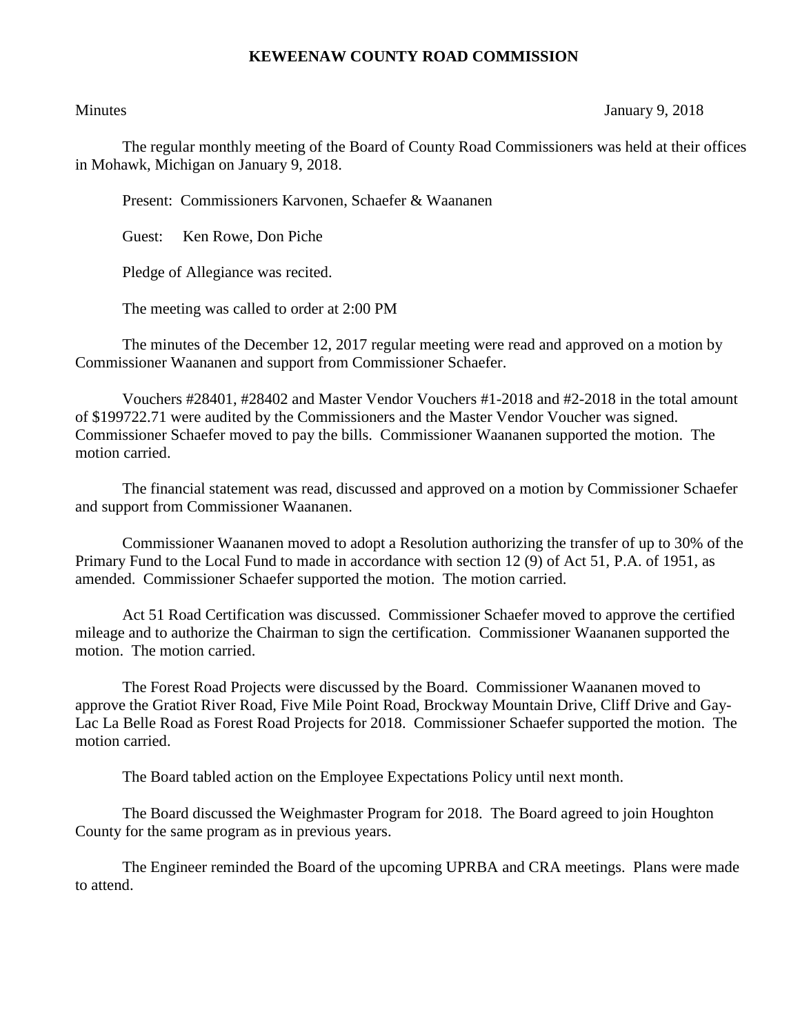# KEWEENAW COUNTY ROAD COMMISSION

Minutes January 9, 2018

The regular monthly meeting of the Board of County Road Commissioners was held at their offices in Mohawk, Michigan on January 9, 2018.

Present: Commissioners Karvonen, Schaefer & Waananen

Guest: Ken Rowe, Don Piche

Pledge of Allegiance was recited.

The meeting was called to order at 2:00 PM

The minutes of the December 12, 2017 regular meeting were read and approved on a motion by Commissioner Waananen and support from Commissioner Schaefer.

Vouchers #28401, #28402 and Master Vendor Vouchers #1-2018 and #2-2018 in the total amount of $199722.71 were audited by the Commissioners and the Master Vendor Voucher was signed. Commissioner Schaefer moved to pay the bills. Commissioner Waananen supported the motion. The motion carried.

The financial statement was read, discussed and approved on a motion by Commissioner Schaefer and support from Commissioner Waananen.

Commissioner Waananen moved to adopt a Resolution authorizing the transfer of up to 30% of the Primary Fund to the Local Fund to made in accordance with section 12 (9) of Act 51, P.A. of 1951, as amended. Commissioner Schaefer supported the motion. The motion carried.

Act 51 Road Certification was discussed. Commissioner Schaefer moved to approve the certified mileage and to authorize the Chairman to sign the certification. Commissioner Waananen supported the motion. The motion carried.

The Forest Road Projects were discussed by the Board. Commissioner Waananen moved to approve the Gratiot River Road, Five Mile Point Road, Brockway Mountain Drive, Cliff Drive and Gay-Lac La Belle Road as Forest Road Projects for 2018. Commissioner Schaefer supported the motion. The motion carried.

The Board tabled action on the Employee Expectations Policy until next month.

The Board discussed the Weighmaster Program for 2018. The Board agreed to join Houghton County for the same program as in previous years.

The Engineer reminded the Board of the upcoming UPRBA and CRA meetings. Plans were made to attend.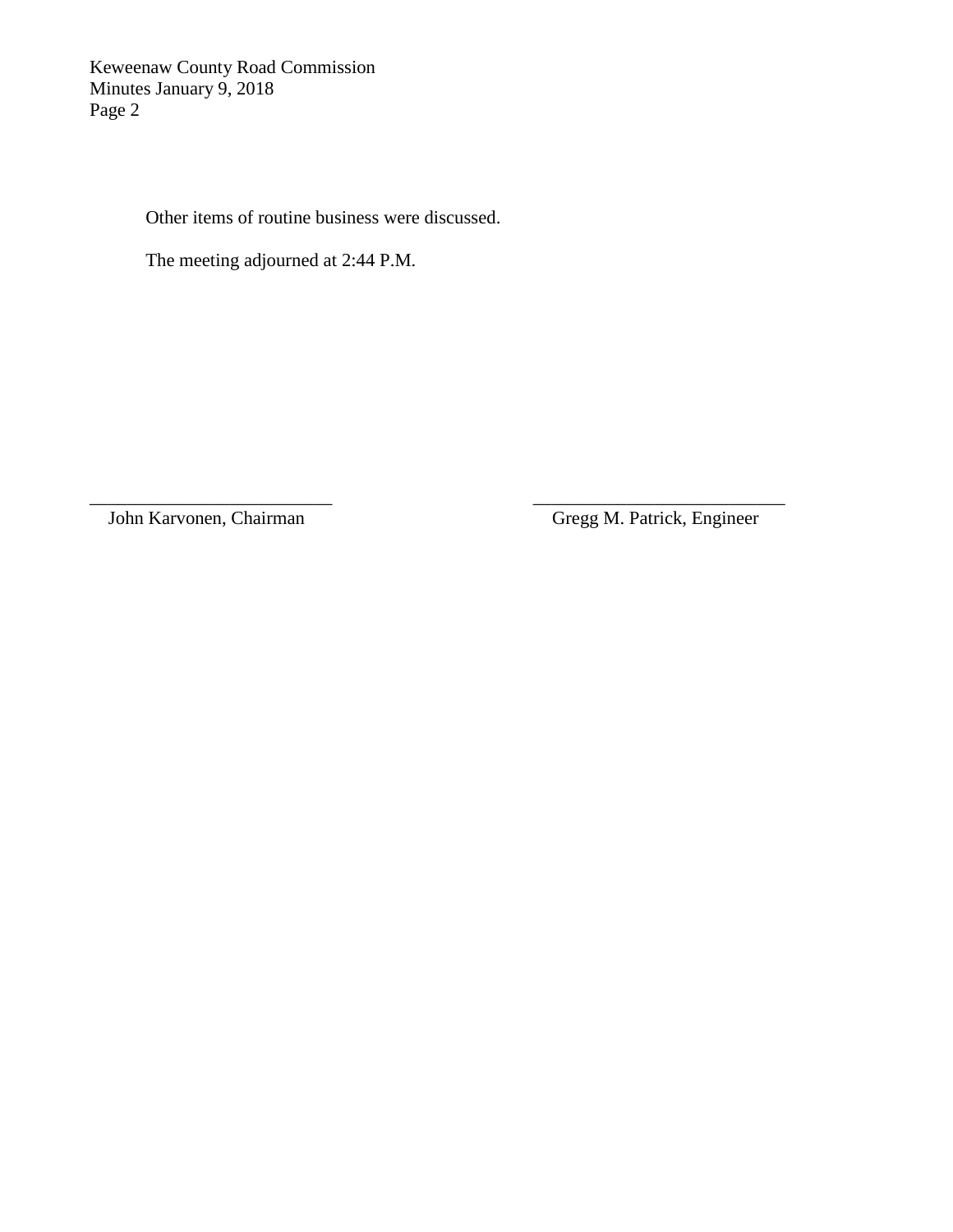Other items of routine business were discussed.

The meeting adjourned at 2:44 P.M.

\_\_\_\_\_\_\_\_\_\_\_\_\_\_\_\_\_\_\_\_\_\_\_\_\_\_
John Karvonen, Chairman

\_\_\_\_\_\_\_\_\_\_\_\_\_\_\_\_\_\_\_\_\_\_\_\_\_\_
Gregg M. Patrick, Engineer